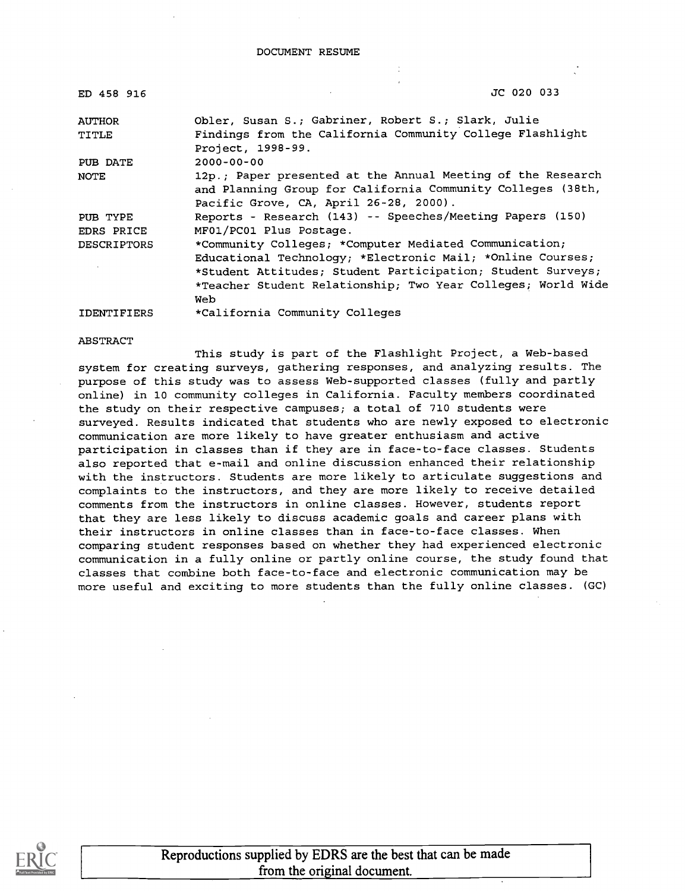DOCUMENT RESUME

| | |
|---|---|
| ED 458 916 | JC 020 033 |
| AUTHOR | Obler, Susan S.; Gabriner, Robert S.; Slark, Julie |
| TITLE | Findings from the California Community College Flashlight Project, 1998-99. |
| PUB DATE | 2000-00-00 |
| NOTE | 12p.; Paper presented at the Annual Meeting of the Research and Planning Group for California Community Colleges (38th, Pacific Grove, CA, April 26-28, 2000). |
| PUB TYPE | Reports - Research (143) -- Speeches/Meeting Papers (150) |
| EDRS PRICE | MF01/PC01 Plus Postage. |
| DESCRIPTORS | *Community Colleges; *Computer Mediated Communication; Educational Technology; *Electronic Mail; *Online Courses; *Student Attitudes; Student Participation; Student Surveys; *Teacher Student Relationship; Two Year Colleges; World Wide Web |
| IDENTIFIERS | *California Community Colleges |

ABSTRACT

This study is part of the Flashlight Project, a Web-based system for creating surveys, gathering responses, and analyzing results. The purpose of this study was to assess Web-supported classes (fully and partly online) in 10 community colleges in California. Faculty members coordinated the study on their respective campuses; a total of 710 students were surveyed. Results indicated that students who are newly exposed to electronic communication are more likely to have greater enthusiasm and active participation in classes than if they are in face-to-face classes. Students also reported that e-mail and online discussion enhanced their relationship with the instructors. Students are more likely to articulate suggestions and complaints to the instructors, and they are more likely to receive detailed comments from the instructors in online classes. However, students report that they are less likely to discuss academic goals and career plans with their instructors in online classes than in face-to-face classes. When comparing student responses based on whether they had experienced electronic communication in a fully online or partly online course, the study found that classes that combine both face-to-face and electronic communication may be more useful and exciting to more students than the fully online classes. (GC)

Reproductions supplied by EDRS are the best that can be made from the original document.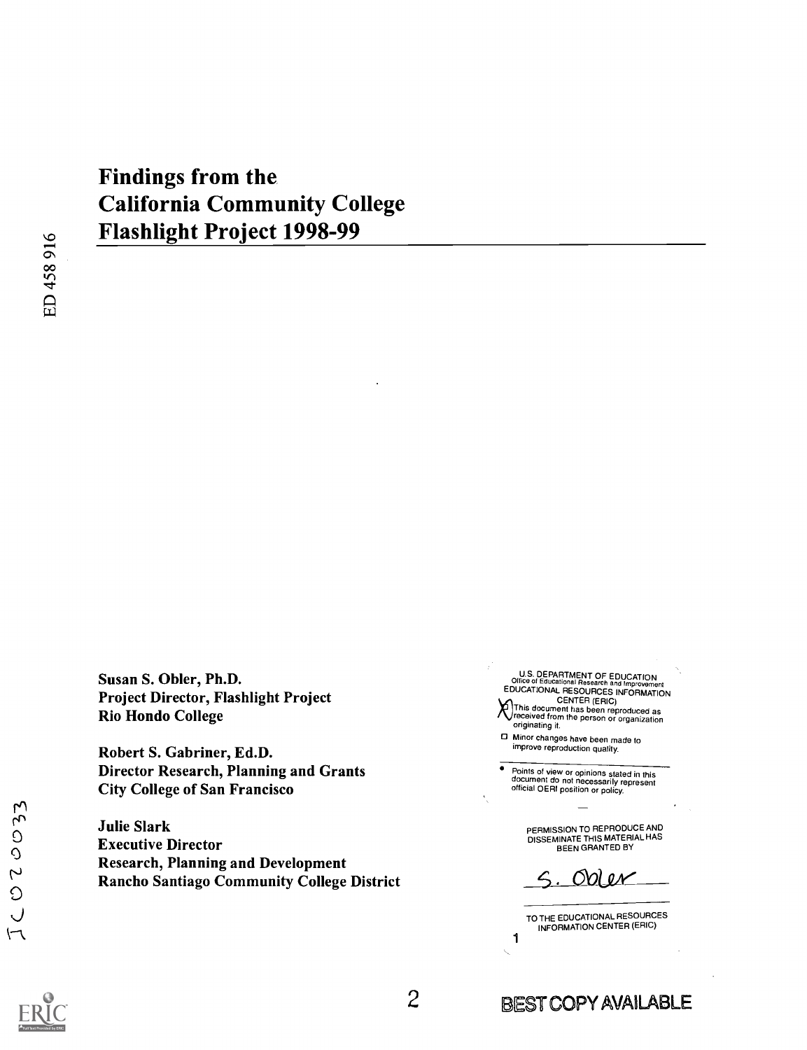ED 458 916

# Findings from the California Community College Flashlight Project 1998-99

**Susan S. Obler, Ph.D.**
**Project Director, Flashlight Project**
**Rio Hondo College**

**Robert S. Gabriner, Ed.D.**
**Director Research, Planning and Grants**
**City College of San Francisco**

**Julie Slark**
**Executive Director**
**Research, Planning and Development**
**Rancho Santiago Community College District**

U.S. DEPARTMENT OF EDUCATION
Office of Educational Research and Improvement
EDUCATIONAL RESOURCES INFORMATION CENTER (ERIC)

- [X] This document has been reproduced as received from the person or organization originating it.
- [ ] Minor changes have been made to improve reproduction quality.

- Points of view or opinions stated in this document do not necessarily represent official OERI position or policy.

PERMISSION TO REPRODUCE AND DISSEMINATE THIS MATERIAL HAS BEEN GRANTED BY

S. Obler

TO THE EDUCATIONAL RESOURCES INFORMATION CENTER (ERIC)

JC 020033

BEST COPY AVAILABLE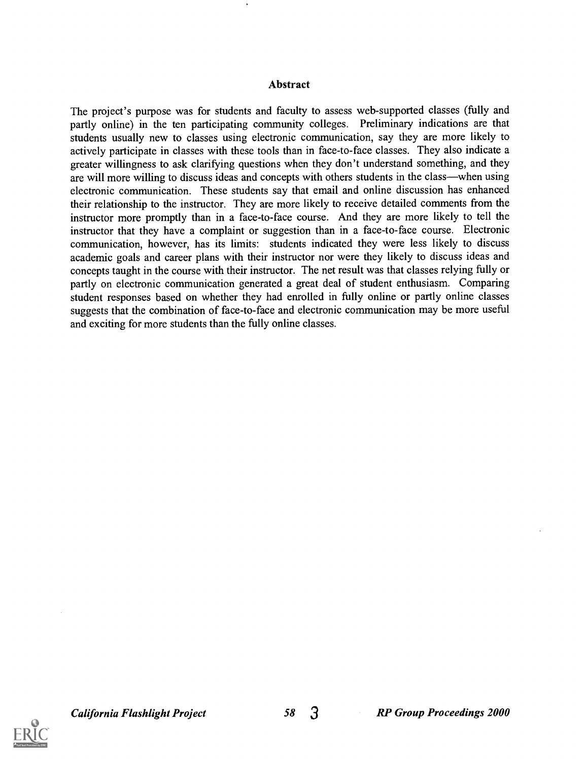## Abstract

The project's purpose was for students and faculty to assess web-supported classes (fully and partly online) in the ten participating community colleges. Preliminary indications are that students usually new to classes using electronic communication, say they are more likely to actively participate in classes with these tools than in face-to-face classes. They also indicate a greater willingness to ask clarifying questions when they don't understand something, and they are will more willing to discuss ideas and concepts with others students in the class—when using electronic communication. These students say that email and online discussion has enhanced their relationship to the instructor. They are more likely to receive detailed comments from the instructor more promptly than in a face-to-face course. And they are more likely to tell the instructor that they have a complaint or suggestion than in a face-to-face course. Electronic communication, however, has its limits: students indicated they were less likely to discuss academic goals and career plans with their instructor nor were they likely to discuss ideas and concepts taught in the course with their instructor. The net result was that classes relying fully or partly on electronic communication generated a great deal of student enthusiasm. Comparing student responses based on whether they had enrolled in fully online or partly online classes suggests that the combination of face-to-face and electronic communication may be more useful and exciting for more students than the fully online classes.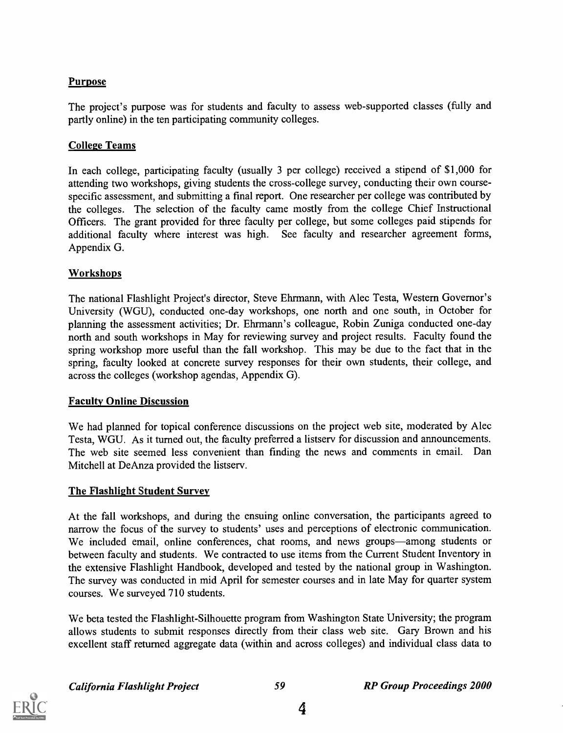## Purpose

The project's purpose was for students and faculty to assess web-supported classes (fully and partly online) in the ten participating community colleges.

## College Teams

In each college, participating faculty (usually 3 per college) received a stipend of $1,000 for attending two workshops, giving students the cross-college survey, conducting their own course-specific assessment, and submitting a final report. One researcher per college was contributed by the colleges. The selection of the faculty came mostly from the college Chief Instructional Officers. The grant provided for three faculty per college, but some colleges paid stipends for additional faculty where interest was high. See faculty and researcher agreement forms, Appendix G.

## Workshops

The national Flashlight Project's director, Steve Ehrmann, with Alec Testa, Western Governor's University (WGU), conducted one-day workshops, one north and one south, in October for planning the assessment activities; Dr. Ehrmann's colleague, Robin Zuniga conducted one-day north and south workshops in May for reviewing survey and project results. Faculty found the spring workshop more useful than the fall workshop. This may be due to the fact that in the spring, faculty looked at concrete survey responses for their own students, their college, and across the colleges (workshop agendas, Appendix G).

## Faculty Online Discussion

We had planned for topical conference discussions on the project web site, moderated by Alec Testa, WGU. As it turned out, the faculty preferred a listserv for discussion and announcements. The web site seemed less convenient than finding the news and comments in email. Dan Mitchell at DeAnza provided the listserv.

## The Flashlight Student Survey

At the fall workshops, and during the ensuing online conversation, the participants agreed to narrow the focus of the survey to students' uses and perceptions of electronic communication. We included email, online conferences, chat rooms, and news groups—among students or between faculty and students. We contracted to use items from the Current Student Inventory in the extensive Flashlight Handbook, developed and tested by the national group in Washington. The survey was conducted in mid April for semester courses and in late May for quarter system courses. We surveyed 710 students.

We beta tested the Flashlight-Silhouette program from Washington State University; the program allows students to submit responses directly from their class web site. Gary Brown and his excellent staff returned aggregate data (within and across colleges) and individual class data to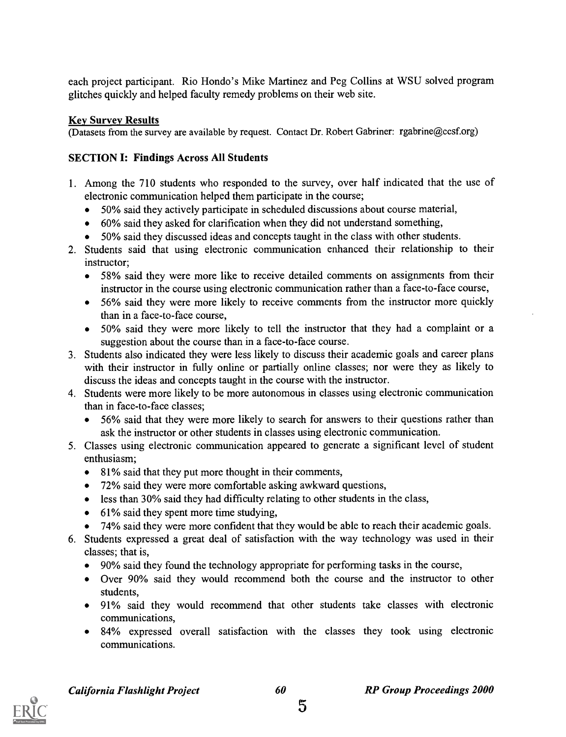each project participant. Rio Hondo's Mike Martinez and Peg Collins at WSU solved program glitches quickly and helped faculty remedy problems on their web site.

**Key Survey Results**

(Datasets from the survey are available by request. Contact Dr. Robert Gabriner: rgabrine@ccsf.org)

### SECTION I: Findings Across All Students

1. Among the 710 students who responded to the survey, over half indicated that the use of electronic communication helped them participate in the course;
   - 50% said they actively participate in scheduled discussions about course material,
   - 60% said they asked for clarification when they did not understand something,
   - 50% said they discussed ideas and concepts taught in the class with other students.
2. Students said that using electronic communication enhanced their relationship to their instructor;
   - 58% said they were more like to receive detailed comments on assignments from their instructor in the course using electronic communication rather than a face-to-face course,
   - 56% said they were more likely to receive comments from the instructor more quickly than in a face-to-face course,
   - 50% said they were more likely to tell the instructor that they had a complaint or a suggestion about the course than in a face-to-face course.
3. Students also indicated they were less likely to discuss their academic goals and career plans with their instructor in fully online or partially online classes; nor were they as likely to discuss the ideas and concepts taught in the course with the instructor.
4. Students were more likely to be more autonomous in classes using electronic communication than in face-to-face classes;
   - 56% said that they were more likely to search for answers to their questions rather than ask the instructor or other students in classes using electronic communication.
5. Classes using electronic communication appeared to generate a significant level of student enthusiasm;
   - 81% said that they put more thought in their comments,
   - 72% said they were more comfortable asking awkward questions,
   - less than 30% said they had difficulty relating to other students in the class,
   - 61% said they spent more time studying,
   - 74% said they were more confident that they would be able to reach their academic goals.
6. Students expressed a great deal of satisfaction with the way technology was used in their classes; that is,
   - 90% said they found the technology appropriate for performing tasks in the course,
   - Over 90% said they would recommend both the course and the instructor to other students,
   - 91% said they would recommend that other students take classes with electronic communications,
   - 84% expressed overall satisfaction with the classes they took using electronic communications.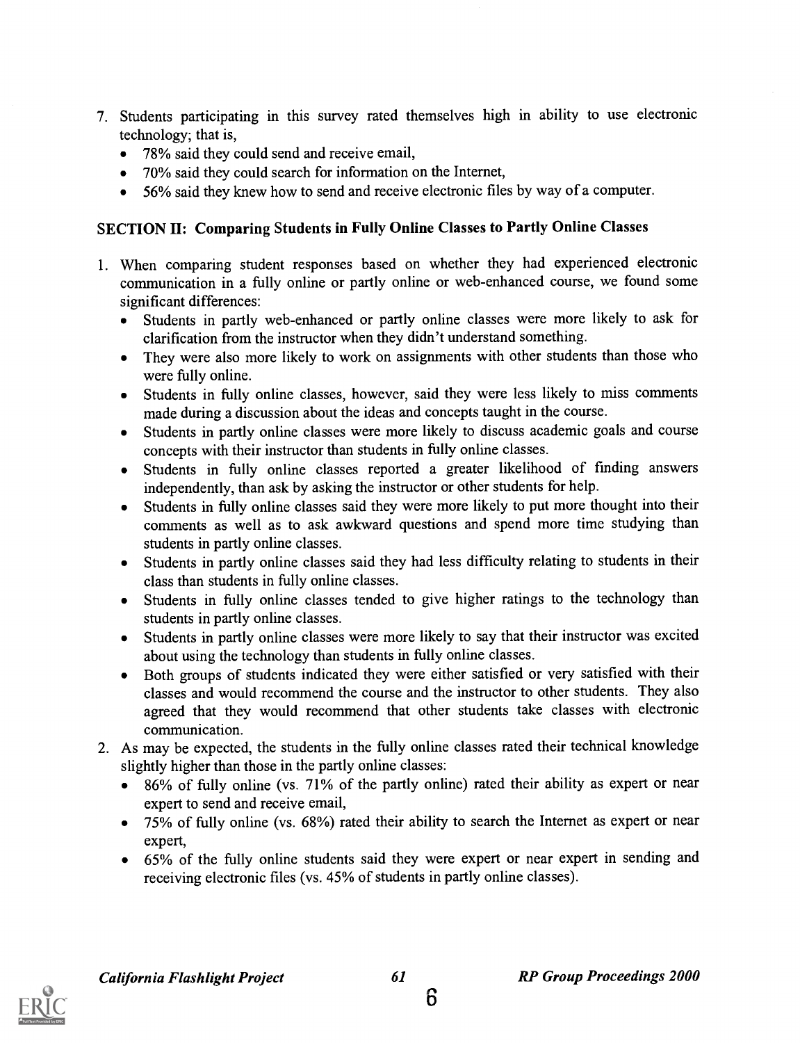7. Students participating in this survey rated themselves high in ability to use electronic technology; that is,
   - 78% said they could send and receive email,
   - 70% said they could search for information on the Internet,
   - 56% said they knew how to send and receive electronic files by way of a computer.

## SECTION II: Comparing Students in Fully Online Classes to Partly Online Classes

1. When comparing student responses based on whether they had experienced electronic communication in a fully online or partly online or web-enhanced course, we found some significant differences:
   - Students in partly web-enhanced or partly online classes were more likely to ask for clarification from the instructor when they didn't understand something.
   - They were also more likely to work on assignments with other students than those who were fully online.
   - Students in fully online classes, however, said they were less likely to miss comments made during a discussion about the ideas and concepts taught in the course.
   - Students in partly online classes were more likely to discuss academic goals and course concepts with their instructor than students in fully online classes.
   - Students in fully online classes reported a greater likelihood of finding answers independently, than ask by asking the instructor or other students for help.
   - Students in fully online classes said they were more likely to put more thought into their comments as well as to ask awkward questions and spend more time studying than students in partly online classes.
   - Students in partly online classes said they had less difficulty relating to students in their class than students in fully online classes.
   - Students in fully online classes tended to give higher ratings to the technology than students in partly online classes.
   - Students in partly online classes were more likely to say that their instructor was excited about using the technology than students in fully online classes.
   - Both groups of students indicated they were either satisfied or very satisfied with their classes and would recommend the course and the instructor to other students. They also agreed that they would recommend that other students take classes with electronic communication.
2. As may be expected, the students in the fully online classes rated their technical knowledge slightly higher than those in the partly online classes:
   - 86% of fully online (vs. 71% of the partly online) rated their ability as expert or near expert to send and receive email,
   - 75% of fully online (vs. 68%) rated their ability to search the Internet as expert or near expert,
   - 65% of the fully online students said they were expert or near expert in sending and receiving electronic files (vs. 45% of students in partly online classes).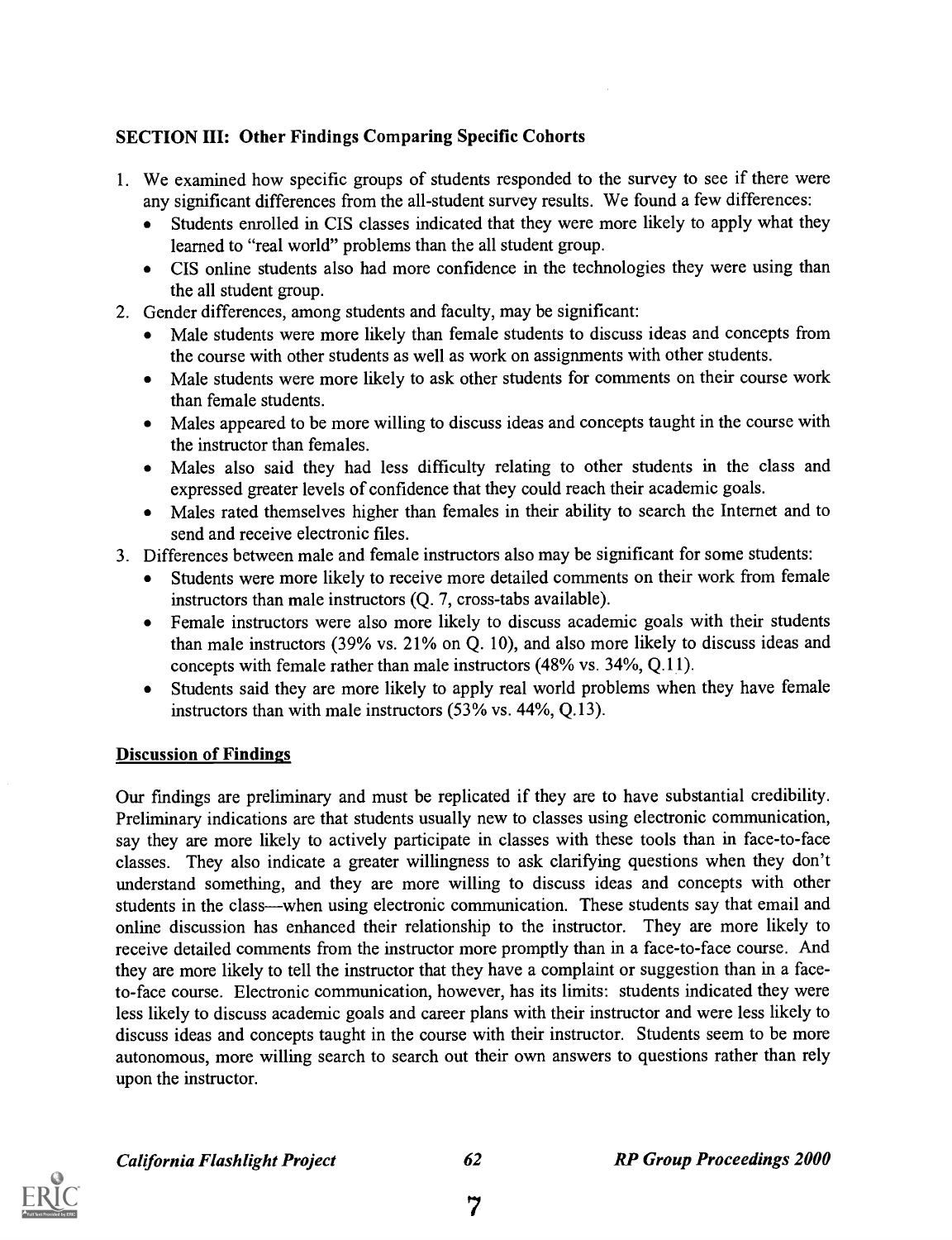### SECTION III: Other Findings Comparing Specific Cohorts

1. We examined how specific groups of students responded to the survey to see if there were any significant differences from the all-student survey results. We found a few differences:
   - Students enrolled in CIS classes indicated that they were more likely to apply what they learned to "real world" problems than the all student group.
   - CIS online students also had more confidence in the technologies they were using than the all student group.
2. Gender differences, among students and faculty, may be significant:
   - Male students were more likely than female students to discuss ideas and concepts from the course with other students as well as work on assignments with other students.
   - Male students were more likely to ask other students for comments on their course work than female students.
   - Males appeared to be more willing to discuss ideas and concepts taught in the course with the instructor than females.
   - Males also said they had less difficulty relating to other students in the class and expressed greater levels of confidence that they could reach their academic goals.
   - Males rated themselves higher than females in their ability to search the Internet and to send and receive electronic files.
3. Differences between male and female instructors also may be significant for some students:
   - Students were more likely to receive more detailed comments on their work from female instructors than male instructors (Q. 7, cross-tabs available).
   - Female instructors were also more likely to discuss academic goals with their students than male instructors (39% vs. 21% on Q. 10), and also more likely to discuss ideas and concepts with female rather than male instructors (48% vs. 34%, Q.11).
   - Students said they are more likely to apply real world problems when they have female instructors than with male instructors (53% vs. 44%, Q.13).

**Discussion of Findings**

Our findings are preliminary and must be replicated if they are to have substantial credibility. Preliminary indications are that students usually new to classes using electronic communication, say they are more likely to actively participate in classes with these tools than in face-to-face classes. They also indicate a greater willingness to ask clarifying questions when they don't understand something, and they are more willing to discuss ideas and concepts with other students in the class—when using electronic communication. These students say that email and online discussion has enhanced their relationship to the instructor. They are more likely to receive detailed comments from the instructor more promptly than in a face-to-face course. And they are more likely to tell the instructor that they have a complaint or suggestion than in a face-to-face course. Electronic communication, however, has its limits: students indicated they were less likely to discuss academic goals and career plans with their instructor and were less likely to discuss ideas and concepts taught in the course with their instructor. Students seem to be more autonomous, more willing search to search out their own answers to questions rather than rely upon the instructor.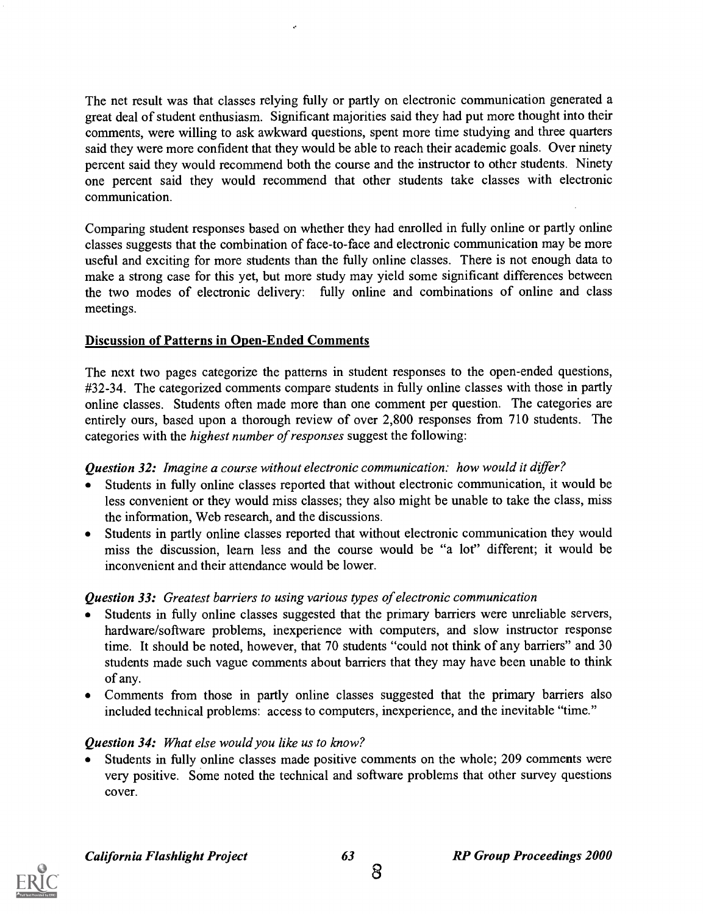The net result was that classes relying fully or partly on electronic communication generated a great deal of student enthusiasm. Significant majorities said they had put more thought into their comments, were willing to ask awkward questions, spent more time studying and three quarters said they were more confident that they would be able to reach their academic goals. Over ninety percent said they would recommend both the course and the instructor to other students. Ninety one percent said they would recommend that other students take classes with electronic communication.

Comparing student responses based on whether they had enrolled in fully online or partly online classes suggests that the combination of face-to-face and electronic communication may be more useful and exciting for more students than the fully online classes. There is not enough data to make a strong case for this yet, but more study may yield some significant differences between the two modes of electronic delivery: fully online and combinations of online and class meetings.

## Discussion of Patterns in Open-Ended Comments

The next two pages categorize the patterns in student responses to the open-ended questions, #32-34. The categorized comments compare students in fully online classes with those in partly online classes. Students often made more than one comment per question. The categories are entirely ours, based upon a thorough review of over 2,800 responses from 710 students. The categories with the *highest number of responses* suggest the following:

***Question 32:** Imagine a course without electronic communication: how would it differ?*

- Students in fully online classes reported that without electronic communication, it would be less convenient or they would miss classes; they also might be unable to take the class, miss the information, Web research, and the discussions.
- Students in partly online classes reported that without electronic communication they would miss the discussion, learn less and the course would be "a lot" different; it would be inconvenient and their attendance would be lower.

***Question 33:** Greatest barriers to using various types of electronic communication*

- Students in fully online classes suggested that the primary barriers were unreliable servers, hardware/software problems, inexperience with computers, and slow instructor response time. It should be noted, however, that 70 students "could not think of any barriers" and 30 students made such vague comments about barriers that they may have been unable to think of any.
- Comments from those in partly online classes suggested that the primary barriers also included technical problems: access to computers, inexperience, and the inevitable "time."

***Question 34:** What else would you like us to know?*

- Students in fully online classes made positive comments on the whole; 209 comments were very positive. Some noted the technical and software problems that other survey questions cover.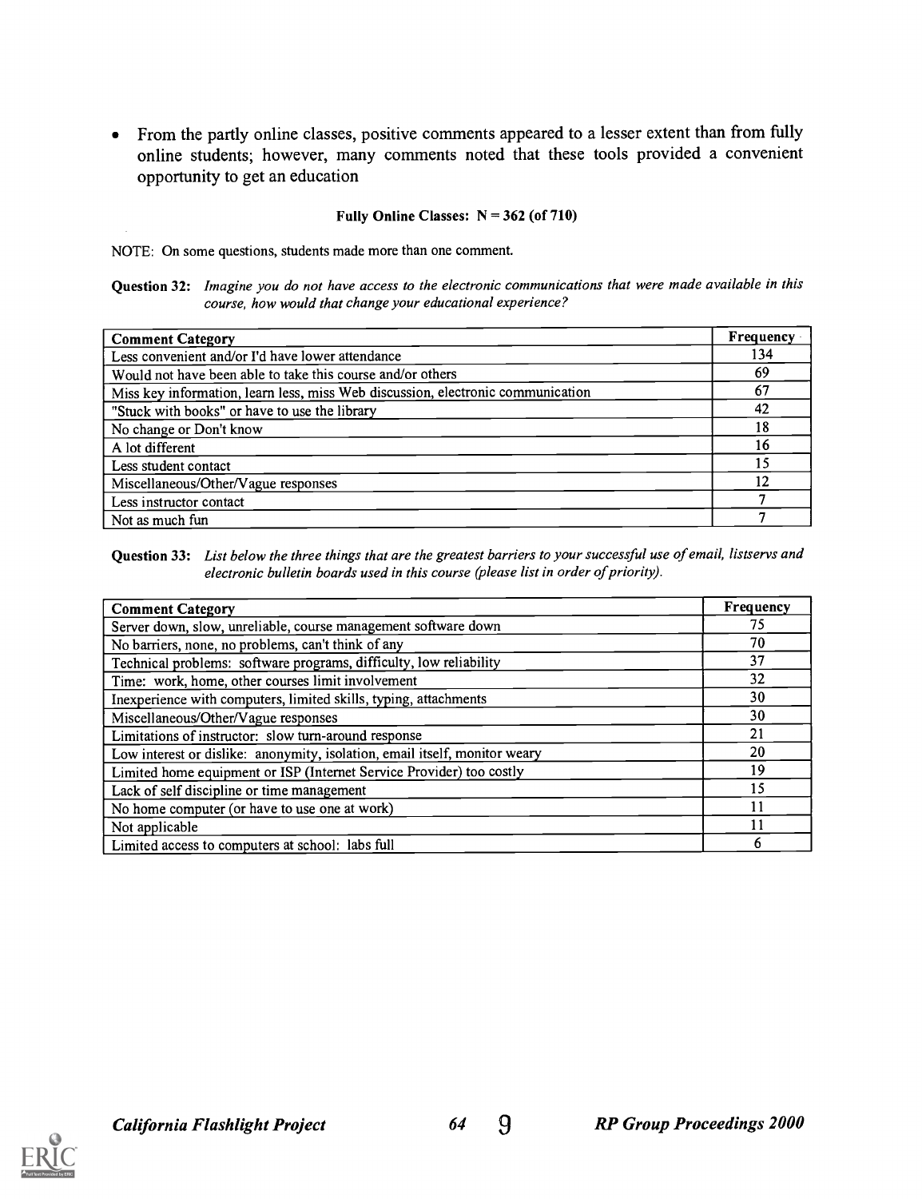- From the partly online classes, positive comments appeared to a lesser extent than from fully online students; however, many comments noted that these tools provided a convenient opportunity to get an education

**Fully Online Classes: N = 362 (of 710)**

NOTE: On some questions, students made more than one comment.

**Question 32:** *Imagine you do not have access to the electronic communications that were made available in this course, how would that change your educational experience?*

| Comment Category | Frequency |
|---|---|
| Less convenient and/or I'd have lower attendance | 134 |
| Would not have been able to take this course and/or others | 69 |
| Miss key information, learn less, miss Web discussion, electronic communication | 67 |
| "Stuck with books" or have to use the library | 42 |
| No change or Don't know | 18 |
| A lot different | 16 |
| Less student contact | 15 |
| Miscellaneous/Other/Vague responses | 12 |
| Less instructor contact | 7 |
| Not as much fun | 7 |

**Question 33:** *List below the three things that are the greatest barriers to your successful use of email, listservs and electronic bulletin boards used in this course (please list in order of priority).*

| Comment Category | Frequency |
|---|---|
| Server down, slow, unreliable, course management software down | 75 |
| No barriers, none, no problems, can't think of any | 70 |
| Technical problems: software programs, difficulty, low reliability | 37 |
| Time: work, home, other courses limit involvement | 32 |
| Inexperience with computers, limited skills, typing, attachments | 30 |
| Miscellaneous/Other/Vague responses | 30 |
| Limitations of instructor: slow turn-around response | 21 |
| Low interest or dislike: anonymity, isolation, email itself, monitor weary | 20 |
| Limited home equipment or ISP (Internet Service Provider) too costly | 19 |
| Lack of self discipline or time management | 15 |
| No home computer (or have to use one at work) | 11 |
| Not applicable | 11 |
| Limited access to computers at school: labs full | 6 |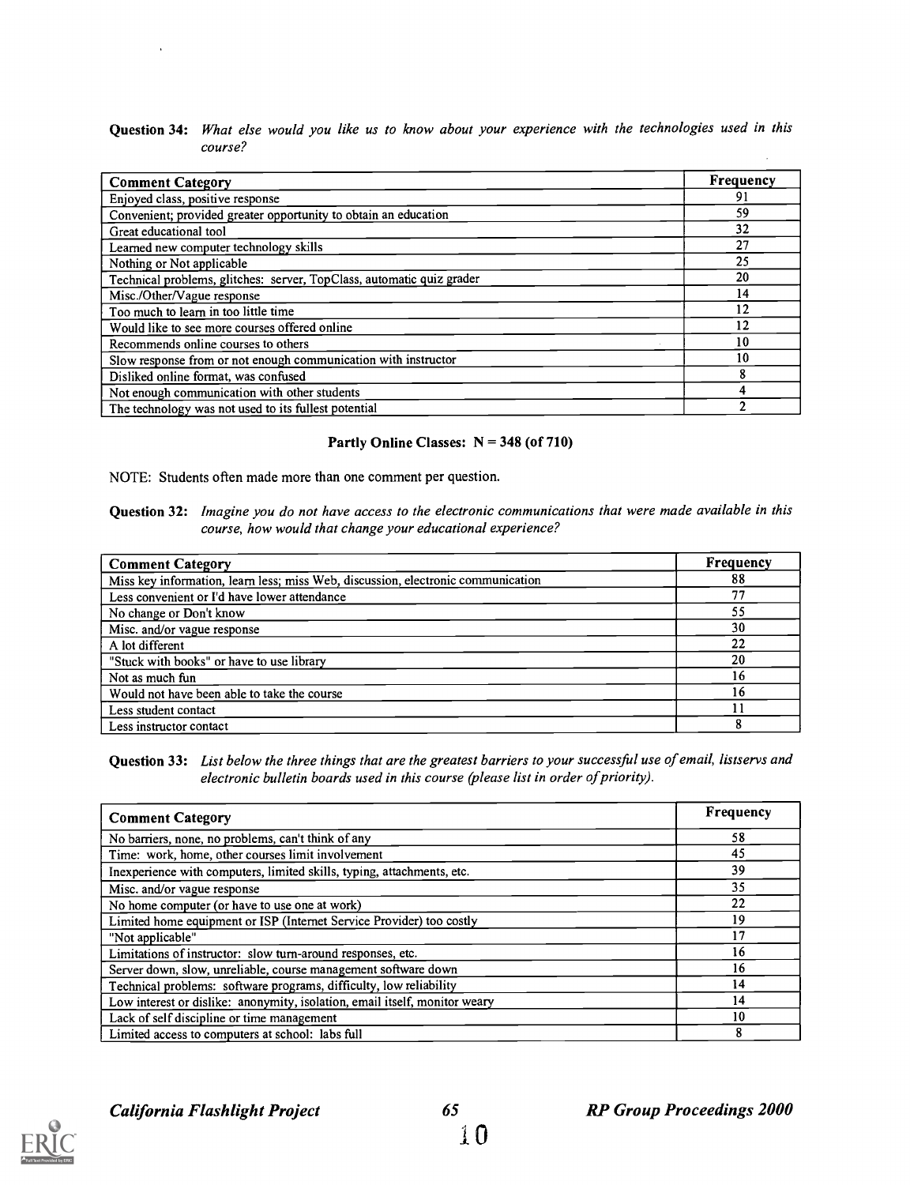**Question 34:** *What else would you like us to know about your experience with the technologies used in this course?*

| Comment Category | Frequency |
|---|---|
| Enjoyed class, positive response | 91 |
| Convenient; provided greater opportunity to obtain an education | 59 |
| Great educational tool | 32 |
| Learned new computer technology skills | 27 |
| Nothing or Not applicable | 25 |
| Technical problems, glitches: server, TopClass, automatic quiz grader | 20 |
| Misc./Other/Vague response | 14 |
| Too much to learn in too little time | 12 |
| Would like to see more courses offered online | 12 |
| Recommends online courses to others | 10 |
| Slow response from or not enough communication with instructor | 10 |
| Disliked online format, was confused | 8 |
| Not enough communication with other students | 4 |
| The technology was not used to its fullest potential | 2 |

**Partly Online Classes: N = 348 (of 710)**

NOTE: Students often made more than one comment per question.

**Question 32:** *Imagine you do not have access to the electronic communications that were made available in this course, how would that change your educational experience?*

| Comment Category | Frequency |
|---|---|
| Miss key information, learn less; miss Web, discussion, electronic communication | 88 |
| Less convenient or I'd have lower attendance | 77 |
| No change or Don't know | 55 |
| Misc. and/or vague response | 30 |
| A lot different | 22 |
| "Stuck with books" or have to use library | 20 |
| Not as much fun | 16 |
| Would not have been able to take the course | 16 |
| Less student contact | 11 |
| Less instructor contact | 8 |

**Question 33:** *List below the three things that are the greatest barriers to your successful use of email, listservs and electronic bulletin boards used in this course (please list in order of priority).*

| Comment Category | Frequency |
|---|---|
| No barriers, none, no problems, can't think of any | 58 |
| Time: work, home, other courses limit involvement | 45 |
| Inexperience with computers, limited skills, typing, attachments, etc. | 39 |
| Misc. and/or vague response | 35 |
| No home computer (or have to use one at work) | 22 |
| Limited home equipment or ISP (Internet Service Provider) too costly | 19 |
| "Not applicable" | 17 |
| Limitations of instructor: slow turn-around responses, etc. | 16 |
| Server down, slow, unreliable, course management software down | 16 |
| Technical problems: software programs, difficulty, low reliability | 14 |
| Low interest or dislike: anonymity, isolation, email itself, monitor weary | 14 |
| Lack of self discipline or time management | 10 |
| Limited access to computers at school: labs full | 8 |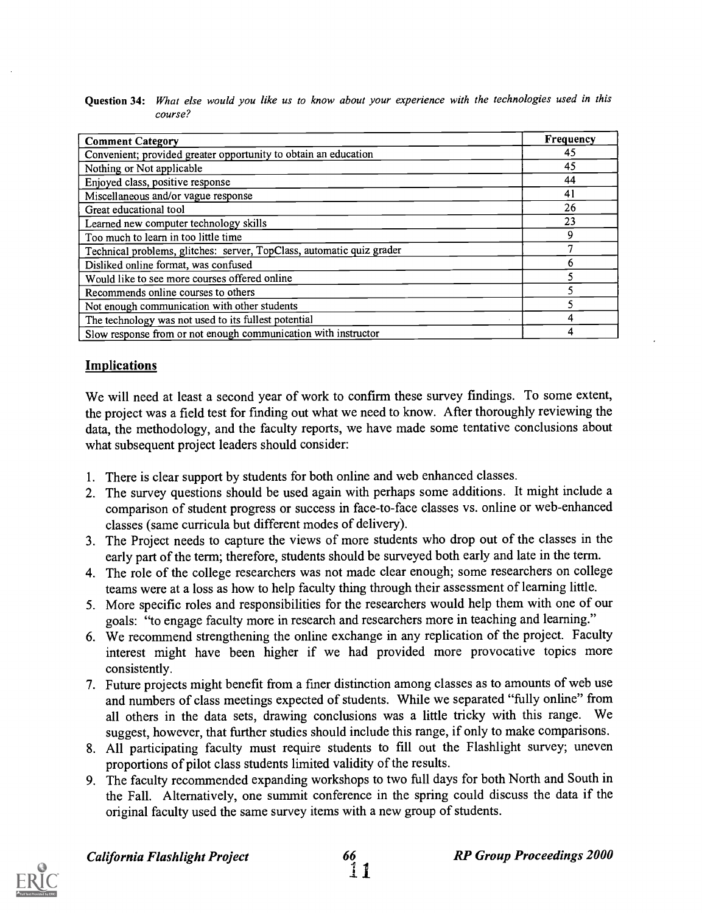**Question 34:** *What else would you like us to know about your experience with the technologies used in this course?*

| Comment Category | Frequency |
|---|---|
| Convenient; provided greater opportunity to obtain an education | 45 |
| Nothing or Not applicable | 45 |
| Enjoyed class, positive response | 44 |
| Miscellaneous and/or vague response | 41 |
| Great educational tool | 26 |
| Learned new computer technology skills | 23 |
| Too much to learn in too little time | 9 |
| Technical problems, glitches: server, TopClass, automatic quiz grader | 7 |
| Disliked online format, was confused | 6 |
| Would like to see more courses offered online | 5 |
| Recommends online courses to others | 5 |
| Not enough communication with other students | 5 |
| The technology was not used to its fullest potential | 4 |
| Slow response from or not enough communication with instructor | 4 |

## Implications

We will need at least a second year of work to confirm these survey findings. To some extent, the project was a field test for finding out what we need to know. After thoroughly reviewing the data, the methodology, and the faculty reports, we have made some tentative conclusions about what subsequent project leaders should consider:

1. There is clear support by students for both online and web enhanced classes.
2. The survey questions should be used again with perhaps some additions. It might include a comparison of student progress or success in face-to-face classes vs. online or web-enhanced classes (same curricula but different modes of delivery).
3. The Project needs to capture the views of more students who drop out of the classes in the early part of the term; therefore, students should be surveyed both early and late in the term.
4. The role of the college researchers was not made clear enough; some researchers on college teams were at a loss as how to help faculty thing through their assessment of learning little.
5. More specific roles and responsibilities for the researchers would help them with one of our goals: "to engage faculty more in research and researchers more in teaching and learning."
6. We recommend strengthening the online exchange in any replication of the project. Faculty interest might have been higher if we had provided more provocative topics more consistently.
7. Future projects might benefit from a finer distinction among classes as to amounts of web use and numbers of class meetings expected of students. While we separated "fully online" from all others in the data sets, drawing conclusions was a little tricky with this range. We suggest, however, that further studies should include this range, if only to make comparisons.
8. All participating faculty must require students to fill out the Flashlight survey; uneven proportions of pilot class students limited validity of the results.
9. The faculty recommended expanding workshops to two full days for both North and South in the Fall. Alternatively, one summit conference in the spring could discuss the data if the original faculty used the same survey items with a new group of students.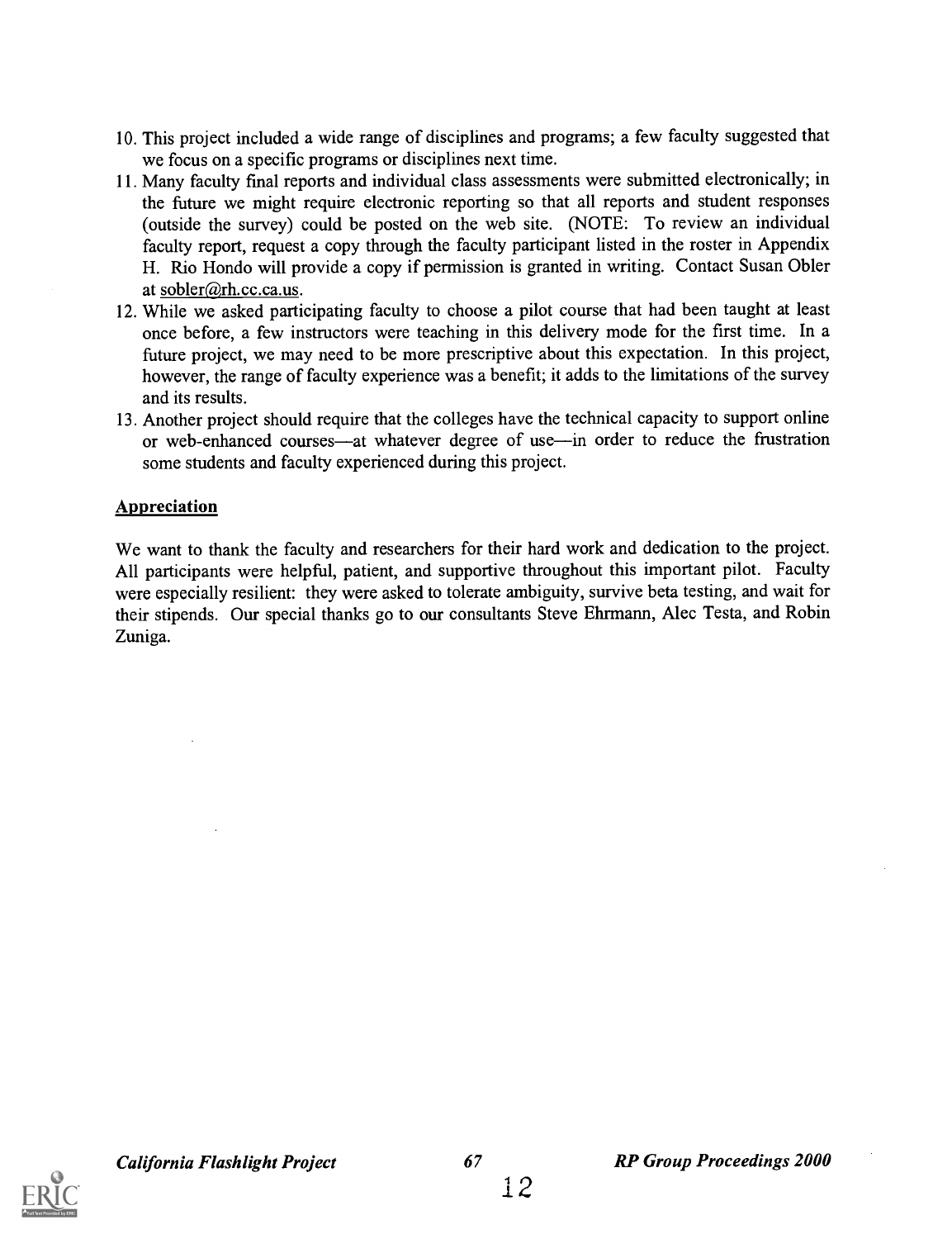10. This project included a wide range of disciplines and programs; a few faculty suggested that we focus on a specific programs or disciplines next time.
11. Many faculty final reports and individual class assessments were submitted electronically; in the future we might require electronic reporting so that all reports and student responses (outside the survey) could be posted on the web site. (NOTE: To review an individual faculty report, request a copy through the faculty participant listed in the roster in Appendix H. Rio Hondo will provide a copy if permission is granted in writing. Contact Susan Obler at sobler@rh.cc.ca.us.
12. While we asked participating faculty to choose a pilot course that had been taught at least once before, a few instructors were teaching in this delivery mode for the first time. In a future project, we may need to be more prescriptive about this expectation. In this project, however, the range of faculty experience was a benefit; it adds to the limitations of the survey and its results.
13. Another project should require that the colleges have the technical capacity to support online or web-enhanced courses—at whatever degree of use—in order to reduce the frustration some students and faculty experienced during this project.

## Appreciation

We want to thank the faculty and researchers for their hard work and dedication to the project. All participants were helpful, patient, and supportive throughout this important pilot. Faculty were especially resilient: they were asked to tolerate ambiguity, survive beta testing, and wait for their stipends. Our special thanks go to our consultants Steve Ehrmann, Alec Testa, and Robin Zuniga.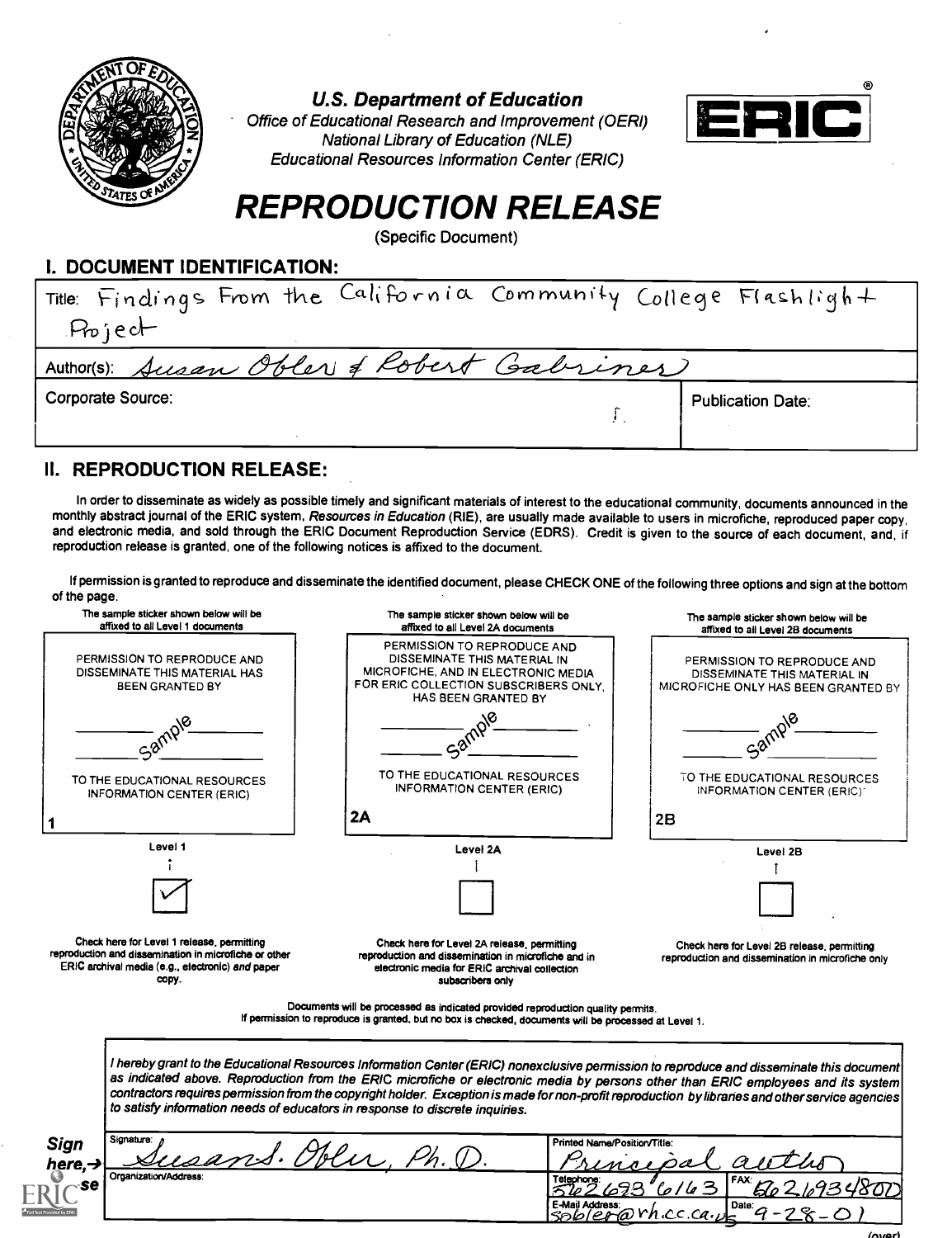**U.S. Department of Education**
*Office of Educational Research and Improvement (OERI)*
*National Library of Education (NLE)*
*Educational Resources Information Center (ERIC)*

ERIC®

# REPRODUCTION RELEASE

(Specific Document)

## I. DOCUMENT IDENTIFICATION:

| | |
|---|---|
| Title: Findings From the California Community College Flashlight Project | |
| Author(s): Susan Obler & Robert Gabriner | |
| Corporate Source: | Publication Date: |

## II. REPRODUCTION RELEASE:

In order to disseminate as widely as possible timely and significant materials of interest to the educational community, documents announced in the monthly abstract journal of the ERIC system, *Resources in Education* (RIE), are usually made available to users in microfiche, reproduced paper copy, and electronic media, and sold through the ERIC Document Reproduction Service (EDRS). Credit is given to the source of each document, and, if reproduction release is granted, one of the following notices is affixed to the document.

If permission is granted to reproduce and disseminate the identified document, please CHECK ONE of the following three options and sign at the bottom of the page.

| The sample sticker shown below will be affixed to all Level 1 documents | The sample sticker shown below will be affixed to all Level 2A documents | The sample sticker shown below will be affixed to all Level 2B documents |
|---|---|---|
| PERMISSION TO REPRODUCE AND DISSEMINATE THIS MATERIAL HAS BEEN GRANTED BY ______ Sample ______ TO THE EDUCATIONAL RESOURCES INFORMATION CENTER (ERIC) **1** | PERMISSION TO REPRODUCE AND DISSEMINATE THIS MATERIAL IN MICROFICHE, AND IN ELECTRONIC MEDIA FOR ERIC COLLECTION SUBSCRIBERS ONLY, HAS BEEN GRANTED BY ______ Sample ______ TO THE EDUCATIONAL RESOURCES INFORMATION CENTER (ERIC) **2A** | PERMISSION TO REPRODUCE AND DISSEMINATE THIS MATERIAL IN MICROFICHE ONLY HAS BEEN GRANTED BY ______ Sample ______ TO THE EDUCATIONAL RESOURCES INFORMATION CENTER (ERIC) **2B** |
| Level 1 | Level 2A | Level 2B |
| [✓] | [ ] | [ ] |
| Check here for Level 1 release, permitting reproduction and dissemination in microfiche or other ERIC archival media (e.g., electronic) *and* paper copy. | Check here for Level 2A release, permitting reproduction and dissemination in microfiche and in electronic media for ERIC archival collection subscribers only | Check here for Level 2B release, permitting reproduction and dissemination in microfiche only |

Documents will be processed as indicated provided reproduction quality permits.
If permission to reproduce is granted, but no box is checked, documents will be processed at Level 1.

*I hereby grant to the Educational Resources Information Center (ERIC) nonexclusive permission to reproduce and disseminate this document as indicated above. Reproduction from the ERIC microfiche or electronic media by persons other than ERIC employees and its system contractors requires permission from the copyright holder. Exception is made for non-profit reproduction by libraries and other service agencies to satisfy information needs of educators in response to discrete inquiries.*

**Sign here,→ please**

| | | |
|---|---|---|
| Signature: Susan S. Obler, Ph.D. | Printed Name/Position/Title: Principal author | |
| Organization/Address: | Telephone: 562 693 6163 | FAX: 562 6934800 |
| | E-Mail Address: sobler@rh.cc.ca.us | Date: 9-28-01 |

(over)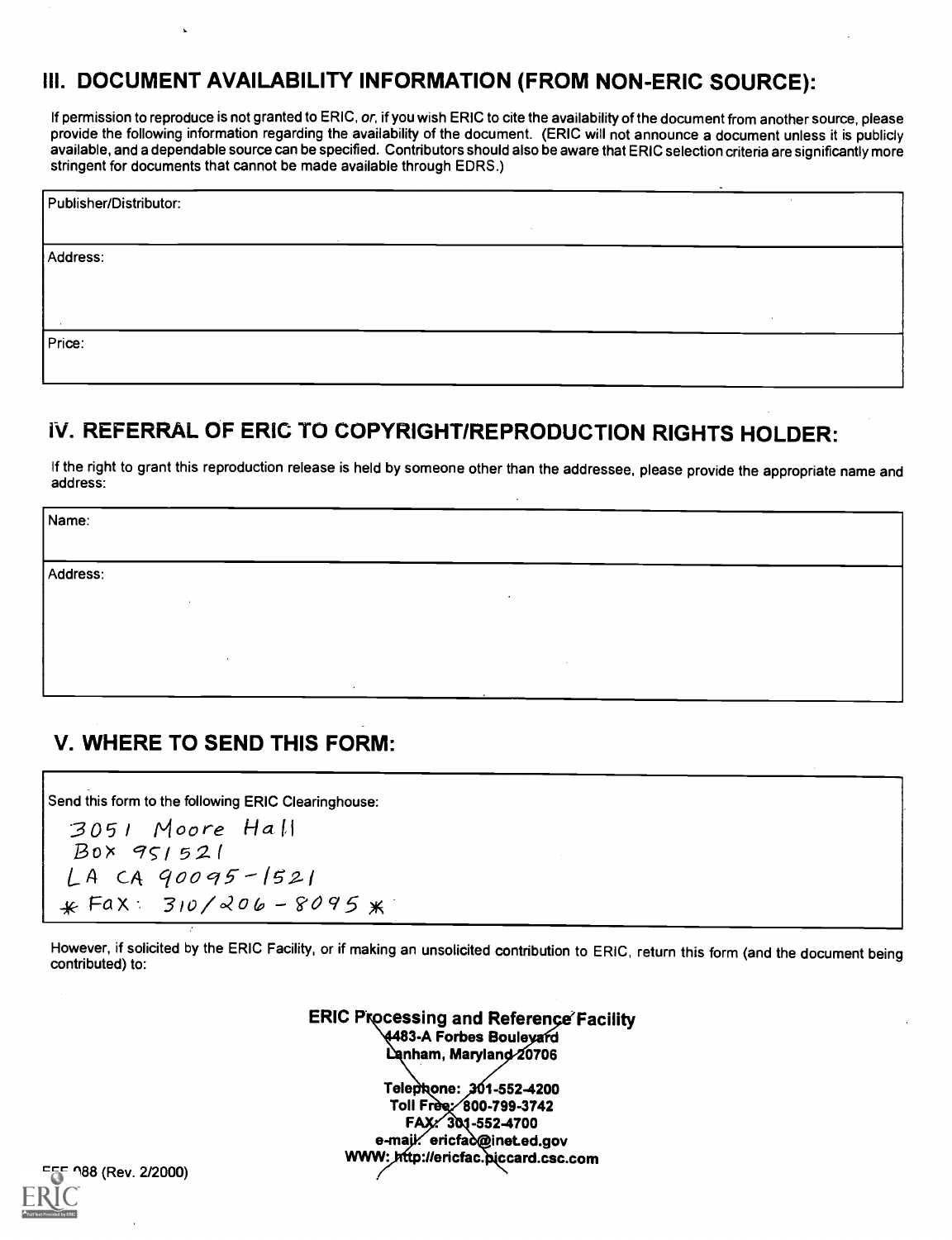## III. DOCUMENT AVAILABILITY INFORMATION (FROM NON-ERIC SOURCE):

If permission to reproduce is not granted to ERIC, *or*, if you wish ERIC to cite the availability of the document from another source, please provide the following information regarding the availability of the document. (ERIC will not announce a document unless it is publicly available, and a dependable source can be specified. Contributors should also be aware that ERIC selection criteria are significantly more stringent for documents that cannot be made available through EDRS.)

Publisher/Distributor:

Address:

Price:

## IV. REFERRAL OF ERIC TO COPYRIGHT/REPRODUCTION RIGHTS HOLDER:

If the right to grant this reproduction release is held by someone other than the addressee, please provide the appropriate name and address:

Name:

Address:

## V. WHERE TO SEND THIS FORM:

Send this form to the following ERIC Clearinghouse:

3051 Moore Hall
Box 951521
LA CA 90095-1521
* Fax: 310/206-8095 *

However, if solicited by the ERIC Facility, or if making an unsolicited contribution to ERIC, return this form (and the document being contributed) to:

**ERIC Processing and Reference Facility**
**4483-A Forbes Boulevard**
**Lanham, Maryland 20706**

**Telephone: 301-552-4200**
**Toll Free: 800-799-3742**
**FAX: 301-552-4700**
**e-mail: ericfac@inet.ed.gov**
**WWW: http://ericfac.piccard.csc.com**

EFF-088 (Rev. 2/2000)